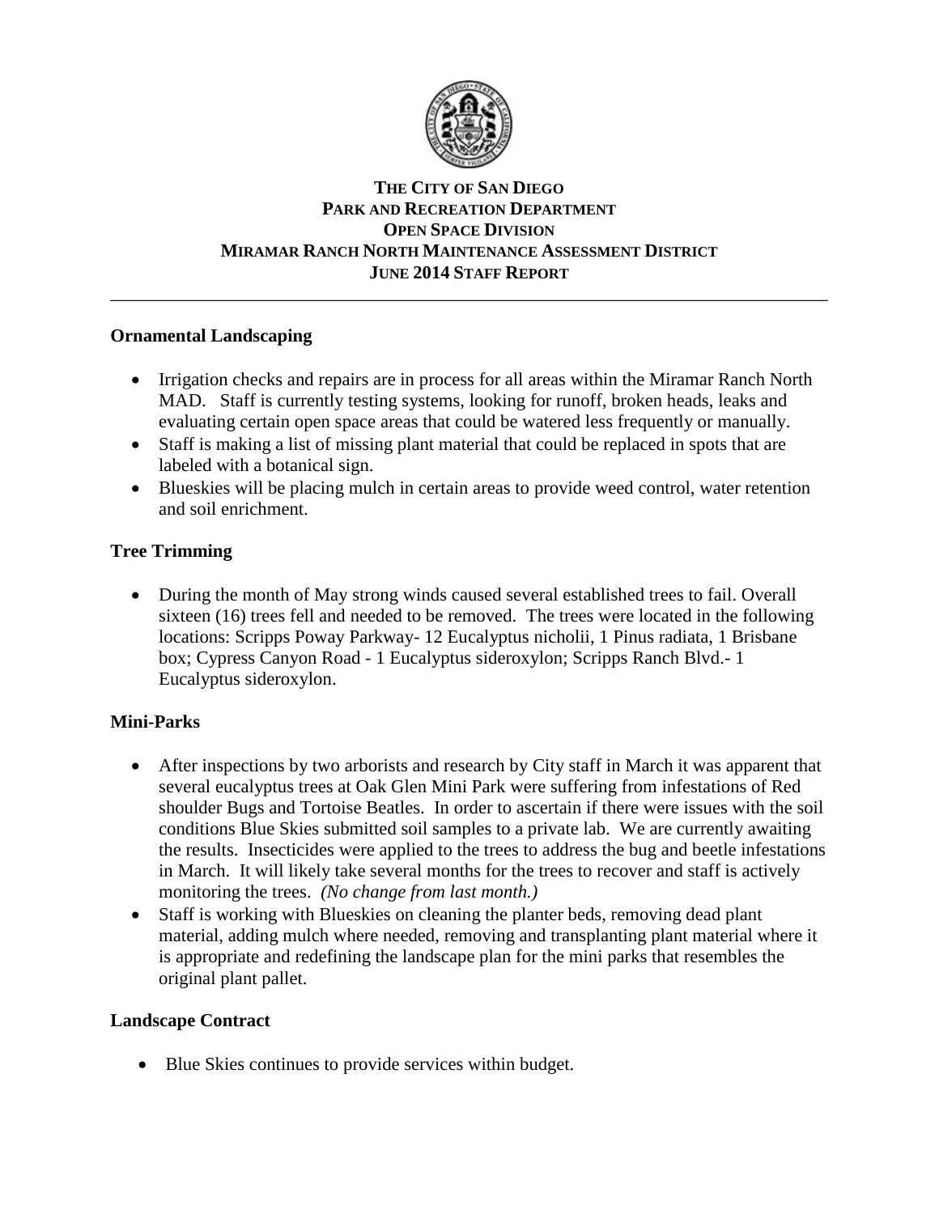# THE CITY OF SAN DIEGO
## PARK AND RECREATION DEPARTMENT
## OPEN SPACE DIVISION
## MIRAMAR RANCH NORTH MAINTENANCE ASSESSMENT DISTRICT
## JUNE 2014 STAFF REPORT

---

### Ornamental Landscaping

- Irrigation checks and repairs are in process for all areas within the Miramar Ranch North MAD. Staff is currently testing systems, looking for runoff, broken heads, leaks and evaluating certain open space areas that could be watered less frequently or manually.
- Staff is making a list of missing plant material that could be replaced in spots that are labeled with a botanical sign.
- Blueskies will be placing mulch in certain areas to provide weed control, water retention and soil enrichment.

### Tree Trimming

- During the month of May strong winds caused several established trees to fail. Overall sixteen (16) trees fell and needed to be removed. The trees were located in the following locations: Scripps Poway Parkway- 12 Eucalyptus nicholii, 1 Pinus radiata, 1 Brisbane box; Cypress Canyon Road - 1 Eucalyptus sideroxylon; Scripps Ranch Blvd.- 1 Eucalyptus sideroxylon.

### Mini-Parks

- After inspections by two arborists and research by City staff in March it was apparent that several eucalyptus trees at Oak Glen Mini Park were suffering from infestations of Red shoulder Bugs and Tortoise Beatles. In order to ascertain if there were issues with the soil conditions Blue Skies submitted soil samples to a private lab. We are currently awaiting the results. Insecticides were applied to the trees to address the bug and beetle infestations in March. It will likely take several months for the trees to recover and staff is actively monitoring the trees. *(No change from last month.)*
- Staff is working with Blueskies on cleaning the planter beds, removing dead plant material, adding mulch where needed, removing and transplanting plant material where it is appropriate and redefining the landscape plan for the mini parks that resembles the original plant pallet.

### Landscape Contract

- Blue Skies continues to provide services within budget.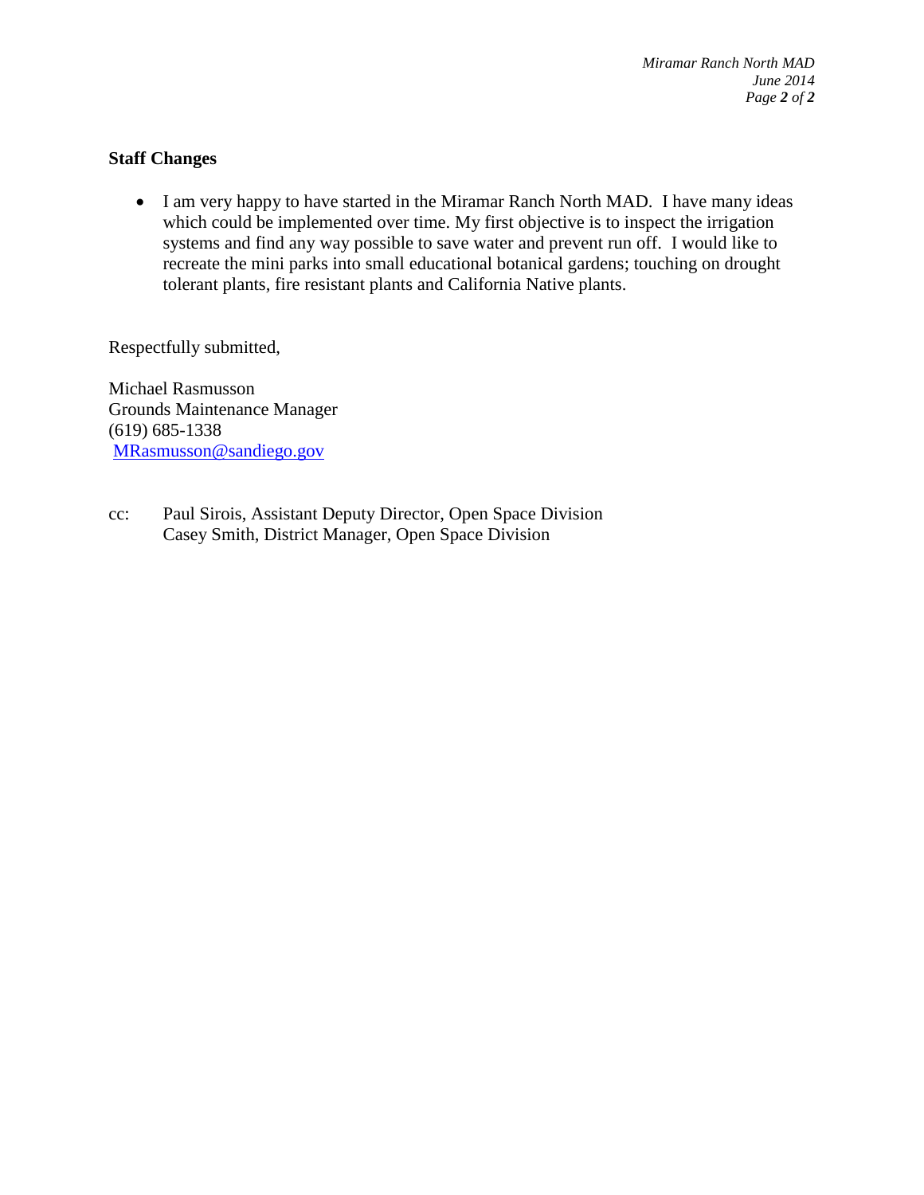## Staff Changes

- I am very happy to have started in the Miramar Ranch North MAD. I have many ideas which could be implemented over time. My first objective is to inspect the irrigation systems and find any way possible to save water and prevent run off. I would like to recreate the mini parks into small educational botanical gardens; touching on drought tolerant plants, fire resistant plants and California Native plants.

Respectfully submitted,

Michael Rasmusson
Grounds Maintenance Manager
(619) 685-1338
MRasmusson@sandiego.gov

cc: Paul Sirois, Assistant Deputy Director, Open Space Division
Casey Smith, District Manager, Open Space Division